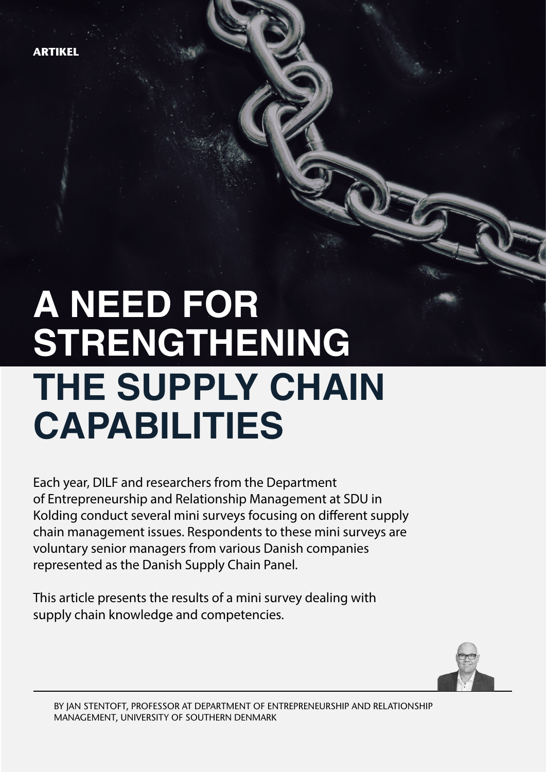ARTIKEL

# A NEED FOR STRENGTHENING THE SUPPLY CHAIN CAPABILITIES

Each year, DILF and researchers from the Department of Entrepreneurship and Relationship Management at SDU in Kolding conduct several mini surveys focusing on different supply chain management issues. Respondents to these mini surveys are voluntary senior managers from various Danish companies represented as the Danish Supply Chain Panel.

This article presents the results of a mini survey dealing with supply chain knowledge and competencies.

BY JAN STENTOFT, PROFESSOR AT DEPARTMENT OF ENTREPRENEURSHIP AND RELATIONSHIP MANAGEMENT, UNIVERSITY OF SOUTHERN DENMARK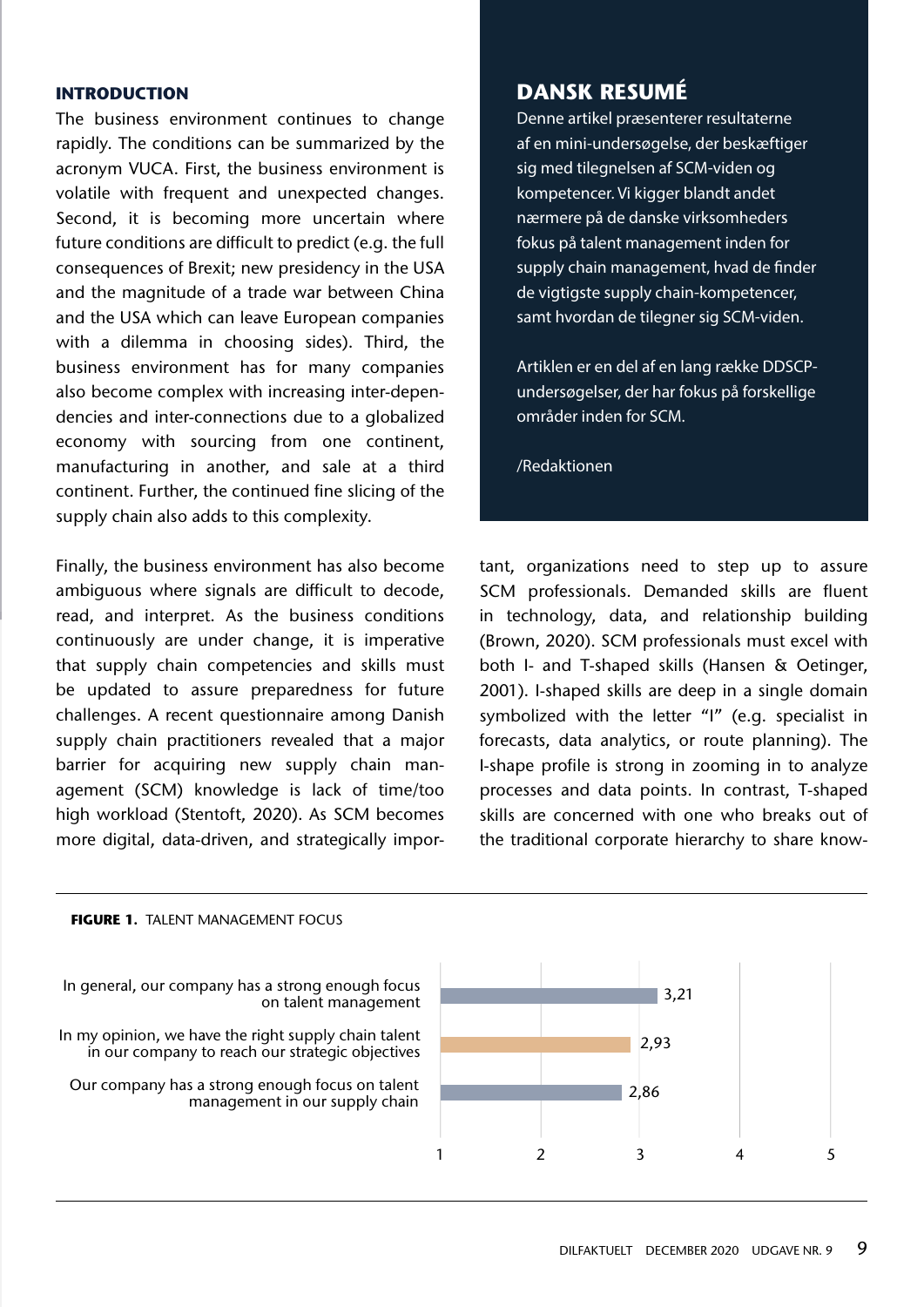## DANSK RESUMÉ

Denne artikel præsenterer resultaterne af en mini-undersøgelse, der beskæftiger sig med tilegnelsen af SCM-viden og kompetencer. Vi kigger blandt andet nærmere på de danske virksomheders fokus på talent management inden for supply chain management, hvad de finder de vigtigste supply chain-kompetencer, samt hvordan de tilegner sig SCM-viden.

Artiklen er en del af en lang række DDSCP-undersøgelser, der har fokus på forskellige områder inden for SCM.

/Redaktionen

### INTRODUCTION

The business environment continues to change rapidly. The conditions can be summarized by the acronym VUCA. First, the business environment is volatile with frequent and unexpected changes. Second, it is becoming more uncertain where future conditions are difficult to predict (e.g. the full consequences of Brexit; new presidency in the USA and the magnitude of a trade war between China and the USA which can leave European companies with a dilemma in choosing sides). Third, the business environment has for many companies also become complex with increasing inter-dependencies and inter-connections due to a globalized economy with sourcing from one continent, manufacturing in another, and sale at a third continent. Further, the continued fine slicing of the supply chain also adds to this complexity.

Finally, the business environment has also become ambiguous where signals are difficult to decode, read, and interpret. As the business conditions continuously are under change, it is imperative that supply chain competencies and skills must be updated to assure preparedness for future challenges. A recent questionnaire among Danish supply chain practitioners revealed that a major barrier for acquiring new supply chain management (SCM) knowledge is lack of time/too high workload (Stentoft, 2020). As SCM becomes more digital, data-driven, and strategically important, organizations need to step up to assure SCM professionals. Demanded skills are fluent in technology, data, and relationship building (Brown, 2020). SCM professionals must excel with both I- and T-shaped skills (Hansen & Oetinger, 2001). I-shaped skills are deep in a single domain symbolized with the letter "I" (e.g. specialist in forecasts, data analytics, or route planning). The I-shape profile is strong in zooming in to analyze processes and data points. In contrast, T-shaped skills are concerned with one who breaks out of the traditional corporate hierarchy to share know-

**FIGURE 1.** TALENT MANAGEMENT FOCUS

| Statement | Score (1–5) |
|---|---|
| In general, our company has a strong enough focus on talent management | 3,21 |
| In my opinion, we have the right supply chain talent in our company to reach our strategic objectives | 2,93 |
| Our company has a strong enough focus on talent management in our supply chain | 2,86 |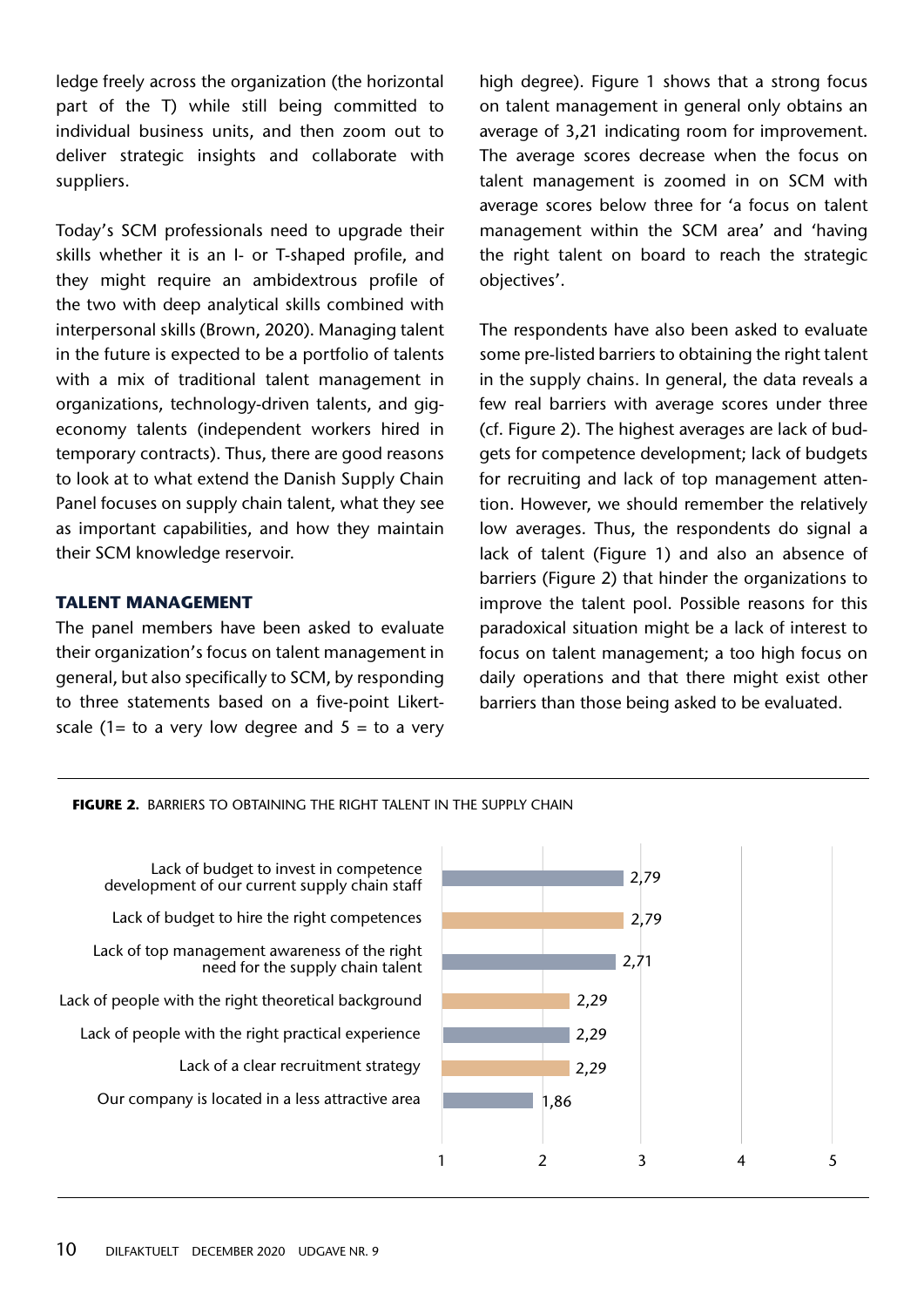ledge freely across the organization (the horizontal part of the T) while still being committed to individual business units, and then zoom out to deliver strategic insights and collaborate with suppliers.

Today's SCM professionals need to upgrade their skills whether it is an I- or T-shaped profile, and they might require an ambidextrous profile of the two with deep analytical skills combined with interpersonal skills (Brown, 2020). Managing talent in the future is expected to be a portfolio of talents with a mix of traditional talent management in organizations, technology-driven talents, and gig-economy talents (independent workers hired in temporary contracts). Thus, there are good reasons to look at to what extend the Danish Supply Chain Panel focuses on supply chain talent, what they see as important capabilities, and how they maintain their SCM knowledge reservoir.

## TALENT MANAGEMENT

The panel members have been asked to evaluate their organization's focus on talent management in general, but also specifically to SCM, by responding to three statements based on a five-point Likert-scale (1= to a very low degree and 5 = to a very high degree). Figure 1 shows that a strong focus on talent management in general only obtains an average of 3,21 indicating room for improvement. The average scores decrease when the focus on talent management is zoomed in on SCM with average scores below three for 'a focus on talent management within the SCM area' and 'having the right talent on board to reach the strategic objectives'.

The respondents have also been asked to evaluate some pre-listed barriers to obtaining the right talent in the supply chains. In general, the data reveals a few real barriers with average scores under three (cf. Figure 2). The highest averages are lack of budgets for competence development; lack of budgets for recruiting and lack of top management attention. However, we should remember the relatively low averages. Thus, the respondents do signal a lack of talent (Figure 1) and also an absence of barriers (Figure 2) that hinder the organizations to improve the talent pool. Possible reasons for this paradoxical situation might be a lack of interest to focus on talent management; a too high focus on daily operations and that there might exist other barriers than those being asked to be evaluated.

**FIGURE 2.** BARRIERS TO OBTAINING THE RIGHT TALENT IN THE SUPPLY CHAIN

| Barrier | Average (1–5) |
|---|---|
| Lack of budget to invest in competence development of our current supply chain staff | 2,79 |
| Lack of budget to hire the right competences | 2,79 |
| Lack of top management awareness of the right need for the supply chain talent | 2,71 |
| Lack of people with the right theoretical background | 2,29 |
| Lack of people with the right practical experience | 2,29 |
| Lack of a clear recruitment strategy | 2,29 |
| Our company is located in a less attractive area | 1,86 |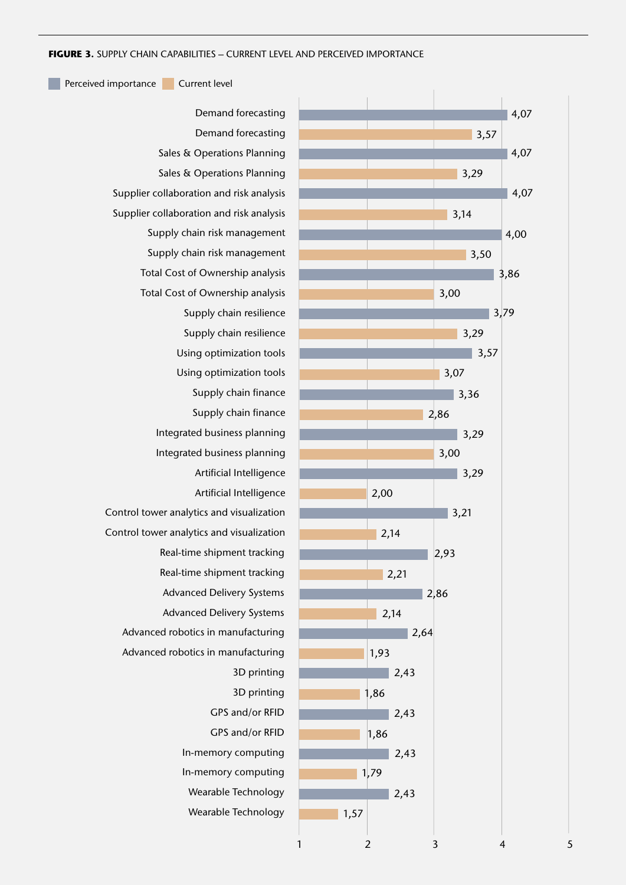**FIGURE 3.** SUPPLY CHAIN CAPABILITIES – CURRENT LEVEL AND PERCEIVED IMPORTANCE

| Capability | Perceived importance | Current level |
|---|---|---|
| Demand forecasting | 4,07 | 3,57 |
| Sales & Operations Planning | 4,07 | 3,29 |
| Supplier collaboration and risk analysis | 4,07 | 3,14 |
| Supply chain risk management | 4,00 | 3,50 |
| Total Cost of Ownership analysis | 3,86 | 3,00 |
| Supply chain resilience | 3,79 | 3,29 |
| Using optimization tools | 3,57 | 3,07 |
| Supply chain finance | 3,36 | 2,86 |
| Integrated business planning | 3,29 | 3,00 |
| Artificial Intelligence | 3,29 | 2,00 |
| Control tower analytics and visualization | 3,21 | 2,14 |
| Real-time shipment tracking | 2,93 | 2,21 |
| Advanced Delivery Systems | 2,86 | 2,14 |
| Advanced robotics in manufacturing | 2,64 | 1,93 |
| 3D printing | 2,43 | 1,86 |
| GPS and/or RFID | 2,43 | 1,86 |
| In-memory computing | 2,43 | 1,79 |
| Wearable Technology | 2,43 | 1,57 |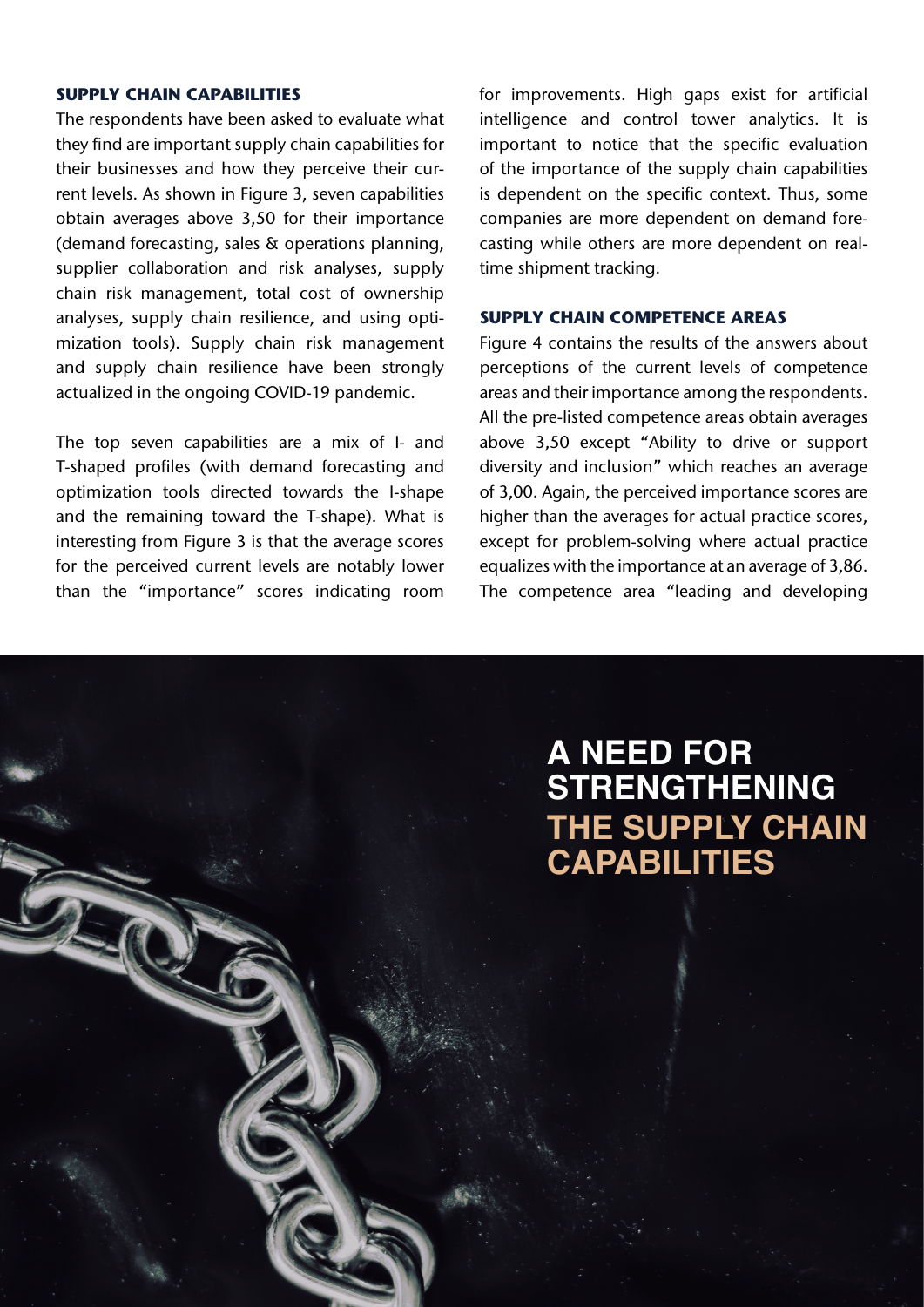### SUPPLY CHAIN CAPABILITIES

The respondents have been asked to evaluate what they find are important supply chain capabilities for their businesses and how they perceive their current levels. As shown in Figure 3, seven capabilities obtain averages above 3,50 for their importance (demand forecasting, sales & operations planning, supplier collaboration and risk analyses, supply chain risk management, total cost of ownership analyses, supply chain resilience, and using optimization tools). Supply chain risk management and supply chain resilience have been strongly actualized in the ongoing COVID-19 pandemic.

The top seven capabilities are a mix of I- and T-shaped profiles (with demand forecasting and optimization tools directed towards the I-shape and the remaining toward the T-shape). What is interesting from Figure 3 is that the average scores for the perceived current levels are notably lower than the "importance" scores indicating room for improvements. High gaps exist for artificial intelligence and control tower analytics. It is important to notice that the specific evaluation of the importance of the supply chain capabilities is dependent on the specific context. Thus, some companies are more dependent on demand forecasting while others are more dependent on real-time shipment tracking.

### SUPPLY CHAIN COMPETENCE AREAS

Figure 4 contains the results of the answers about perceptions of the current levels of competence areas and their importance among the respondents. All the pre-listed competence areas obtain averages above 3,50 except "Ability to drive or support diversity and inclusion" which reaches an average of 3,00. Again, the perceived importance scores are higher than the averages for actual practice scores, except for problem-solving where actual practice equalizes with the importance at an average of 3,86. The competence area "leading and developing

## A NEED FOR STRENGTHENING THE SUPPLY CHAIN CAPABILITIES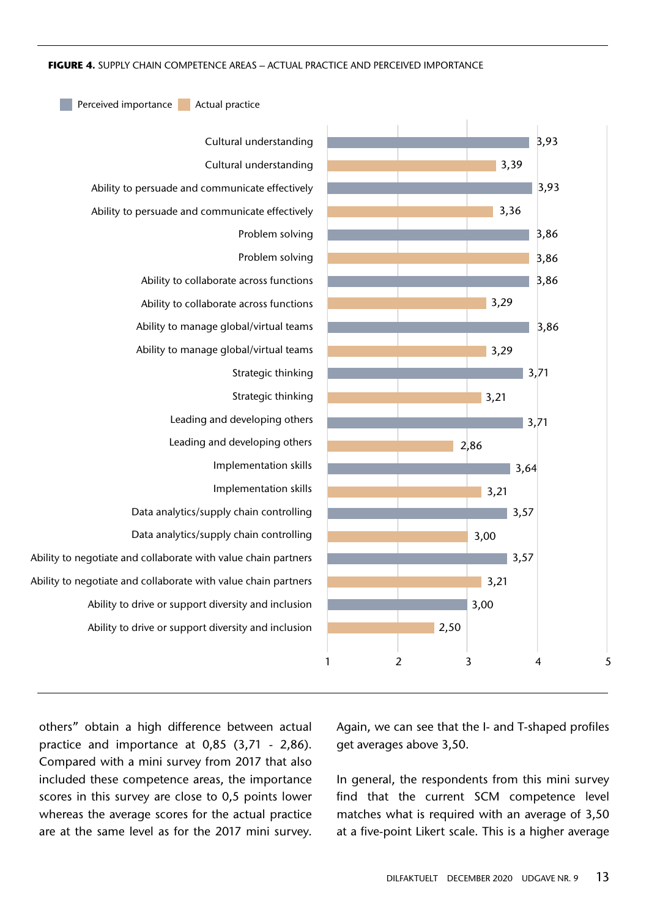**FIGURE 4.** SUPPLY CHAIN COMPETENCE AREAS – ACTUAL PRACTICE AND PERCEIVED IMPORTANCE

| Competence area | Perceived importance | Actual practice |
|---|---|---|
| Cultural understanding | 3,93 | 3,39 |
| Ability to persuade and communicate effectively | 3,93 | 3,36 |
| Problem solving | 3,86 | 3,86 |
| Ability to collaborate across functions | 3,86 | 3,29 |
| Ability to manage global/virtual teams | 3,86 | 3,29 |
| Strategic thinking | 3,71 | 3,21 |
| Leading and developing others | 3,71 | 2,86 |
| Implementation skills | 3,64 | 3,21 |
| Data analytics/supply chain controlling | 3,57 | 3,00 |
| Ability to negotiate and collaborate with value chain partners | 3,57 | 3,21 |
| Ability to drive or support diversity and inclusion | 3,00 | 2,50 |

others" obtain a high difference between actual practice and importance at 0,85 (3,71 - 2,86). Compared with a mini survey from 2017 that also included these competence areas, the importance scores in this survey are close to 0,5 points lower whereas the average scores for the actual practice are at the same level as for the 2017 mini survey. Again, we can see that the I- and T-shaped profiles get averages above 3,50.

In general, the respondents from this mini survey find that the current SCM competence level matches what is required with an average of 3,50 at a five-point Likert scale. This is a higher average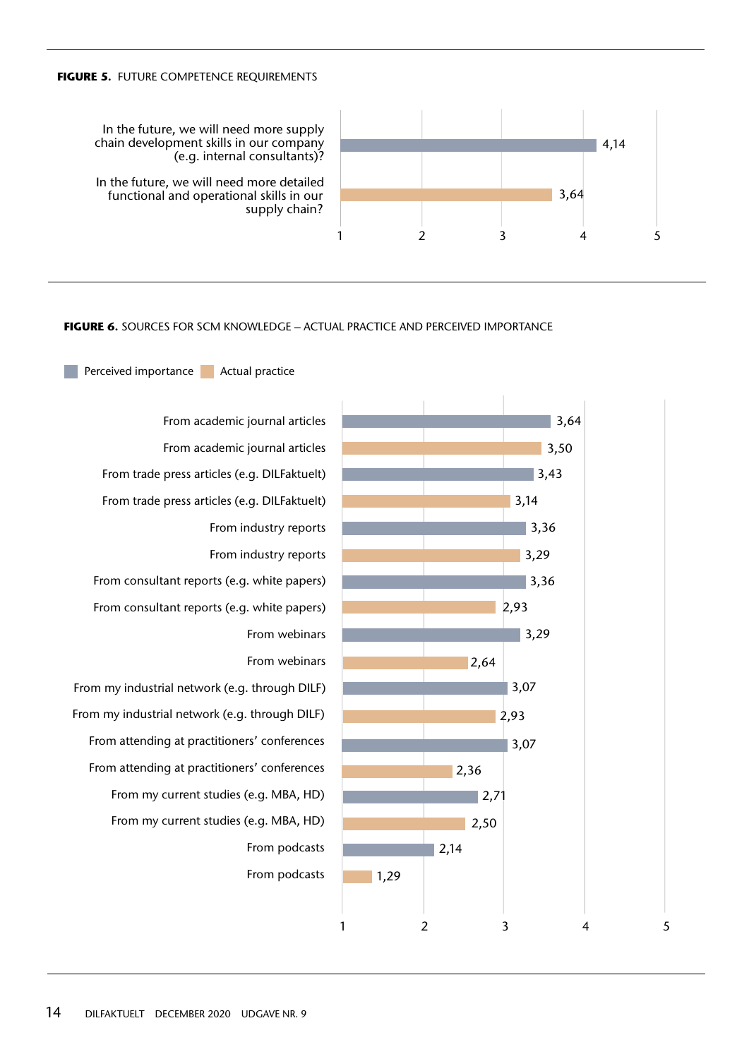**FIGURE 5.** FUTURE COMPETENCE REQUIREMENTS

| Statement | Score |
| --- | --- |
| In the future, we will need more supply chain development skills in our company (e.g. internal consultants)? | 4,14 |
| In the future, we will need more detailed functional and operational skills in our supply chain? | 3,64 |

**FIGURE 6.** SOURCES FOR SCM KNOWLEDGE – ACTUAL PRACTICE AND PERCEIVED IMPORTANCE

| Source | Perceived importance | Actual practice |
| --- | --- | --- |
| From academic journal articles | 3,64 | 3,50 |
| From trade press articles (e.g. DILFaktuelt) | 3,43 | 3,14 |
| From industry reports | 3,36 | 3,29 |
| From consultant reports (e.g. white papers) | 3,36 | 2,93 |
| From webinars | 3,29 | 2,64 |
| From my industrial network (e.g. through DILF) | 3,07 | 2,93 |
| From attending at practitioners' conferences | 3,07 | 2,36 |
| From my current studies (e.g. MBA, HD) | 2,71 | 2,50 |
| From podcasts | 2,14 | 1,29 |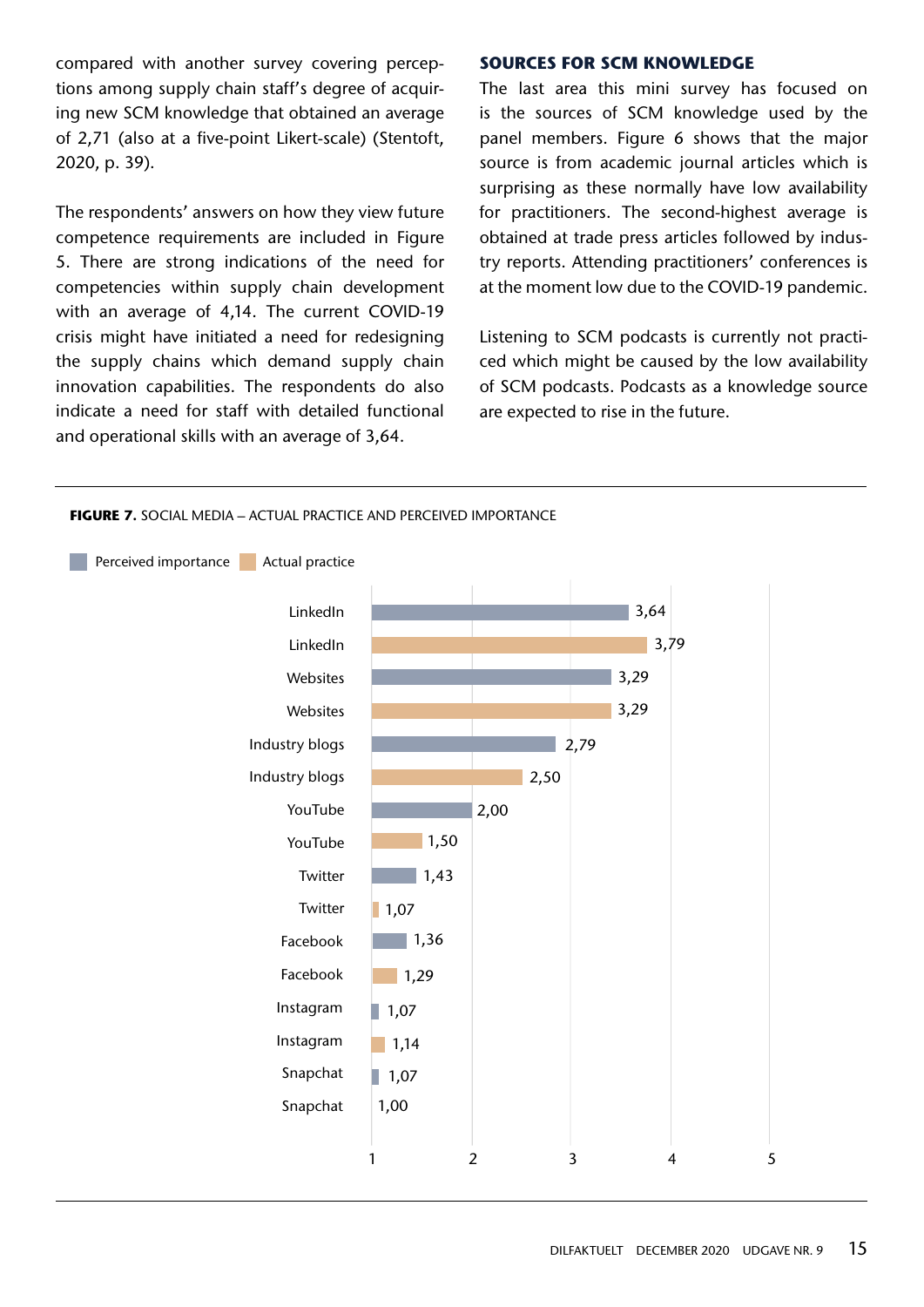compared with another survey covering perceptions among supply chain staff's degree of acquiring new SCM knowledge that obtained an average of 2,71 (also at a five-point Likert-scale) (Stentoft, 2020, p. 39).

The respondents' answers on how they view future competence requirements are included in Figure 5. There are strong indications of the need for competencies within supply chain development with an average of 4,14. The current COVID-19 crisis might have initiated a need for redesigning the supply chains which demand supply chain innovation capabilities. The respondents do also indicate a need for staff with detailed functional and operational skills with an average of 3,64.

## SOURCES FOR SCM KNOWLEDGE

The last area this mini survey has focused on is the sources of SCM knowledge used by the panel members. Figure 6 shows that the major source is from academic journal articles which is surprising as these normally have low availability for practitioners. The second-highest average is obtained at trade press articles followed by industry reports. Attending practitioners' conferences is at the moment low due to the COVID-19 pandemic.

Listening to SCM podcasts is currently not practiced which might be caused by the low availability of SCM podcasts. Podcasts as a knowledge source are expected to rise in the future.

**FIGURE 7.** SOCIAL MEDIA – ACTUAL PRACTICE AND PERCEIVED IMPORTANCE

| Social media | Perceived importance | Actual practice |
|---|---|---|
| LinkedIn | 3,64 | 3,79 |
| Websites | 3,29 | 3,29 |
| Industry blogs | 2,79 | 2,50 |
| YouTube | 2,00 | 1,50 |
| Twitter | 1,43 | 1,07 |
| Facebook | 1,36 | 1,29 |
| Instagram | 1,07 | 1,14 |
| Snapchat | 1,07 | 1,00 |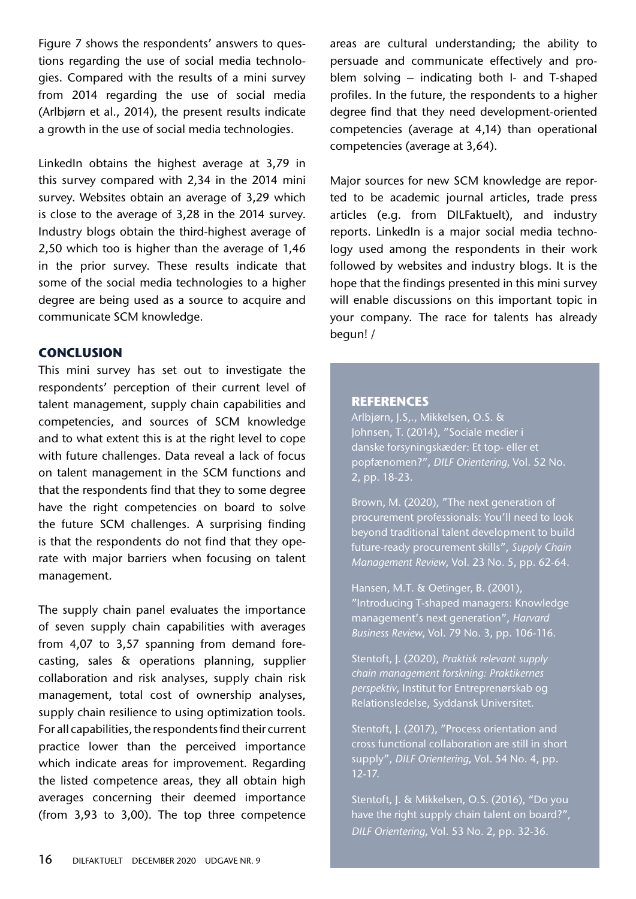Figure 7 shows the respondents' answers to questions regarding the use of social media technologies. Compared with the results of a mini survey from 2014 regarding the use of social media (Arlbjørn et al., 2014), the present results indicate a growth in the use of social media technologies.

LinkedIn obtains the highest average at 3,79 in this survey compared with 2,34 in the 2014 mini survey. Websites obtain an average of 3,29 which is close to the average of 3,28 in the 2014 survey. Industry blogs obtain the third-highest average of 2,50 which too is higher than the average of 1,46 in the prior survey. These results indicate that some of the social media technologies to a higher degree are being used as a source to acquire and communicate SCM knowledge.

## CONCLUSION

This mini survey has set out to investigate the respondents' perception of their current level of talent management, supply chain capabilities and competencies, and sources of SCM knowledge and to what extent this is at the right level to cope with future challenges. Data reveal a lack of focus on talent management in the SCM functions and that the respondents find that they to some degree have the right competencies on board to solve the future SCM challenges. A surprising finding is that the respondents do not find that they operate with major barriers when focusing on talent management.

The supply chain panel evaluates the importance of seven supply chain capabilities with averages from 4,07 to 3,57 spanning from demand forecasting, sales & operations planning, supplier collaboration and risk analyses, supply chain risk management, total cost of ownership analyses, supply chain resilience to using optimization tools. For all capabilities, the respondents find their current practice lower than the perceived importance which indicate areas for improvement. Regarding the listed competence areas, they all obtain high averages concerning their deemed importance (from 3,93 to 3,00). The top three competence areas are cultural understanding; the ability to persuade and communicate effectively and problem solving – indicating both I- and T-shaped profiles. In the future, the respondents to a higher degree find that they need development-oriented competencies (average at 4,14) than operational competencies (average at 3,64).

Major sources for new SCM knowledge are reported to be academic journal articles, trade press articles (e.g. from DILFaktuelt), and industry reports. LinkedIn is a major social media technology used among the respondents in their work followed by websites and industry blogs. It is the hope that the findings presented in this mini survey will enable discussions on this important topic in your company. The race for talents has already begun! /

## REFERENCES

Arlbjørn, J.S,., Mikkelsen, O.S. & Johnsen, T. (2014), "Sociale medier i danske forsyningskæder: Et top- eller et popfænomen?", *DILF Orientering*, Vol. 52 No. 2, pp. 18-23.

Brown, M. (2020), "The next generation of procurement professionals: You'll need to look beyond traditional talent development to build future-ready procurement skills", *Supply Chain Management Review*, Vol. 23 No. 5, pp. 62-64.

Hansen, M.T. & Oetinger, B. (2001), "Introducing T-shaped managers: Knowledge management's next generation", *Harvard Business Review*, Vol. 79 No. 3, pp. 106-116.

Stentoft, J. (2020), *Praktisk relevant supply chain management forskning: Praktikernes perspektiv*, Institut for Entreprenørskab og Relationsledelse, Syddansk Universitet.

Stentoft, J. (2017), "Process orientation and cross functional collaboration are still in short supply", *DILF Orientering*, Vol. 54 No. 4, pp. 12-17.

Stentoft, J. & Mikkelsen, O.S. (2016), "Do you have the right supply chain talent on board?", *DILF Orientering*, Vol. 53 No. 2, pp. 32-36.